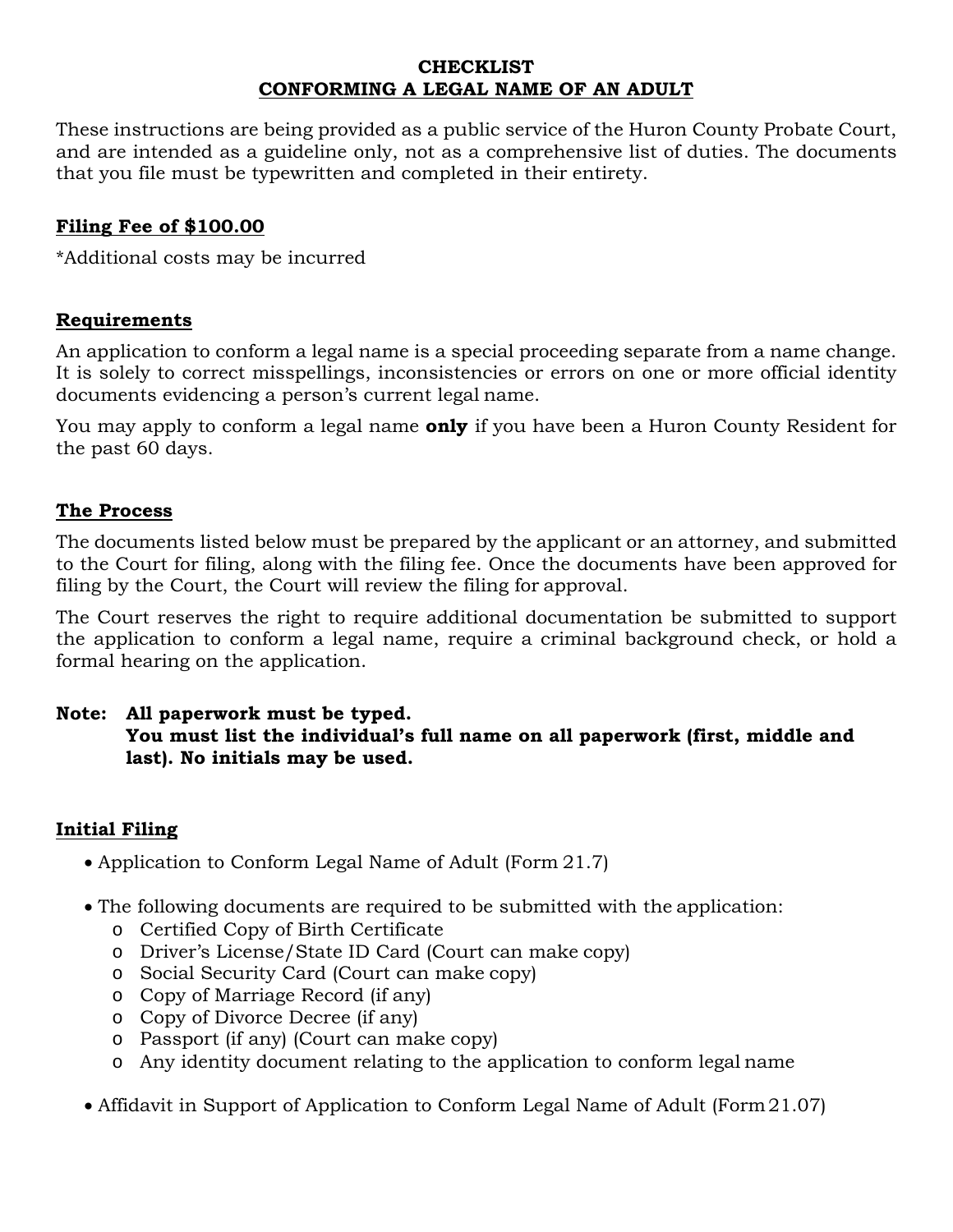# CHECKLIST
## CONFORMING A LEGAL NAME OF AN ADULT

These instructions are being provided as a public service of the Huron County Probate Court, and are intended as a guideline only, not as a comprehensive list of duties. The documents that you file must be typewritten and completed in their entirety.

### Filing Fee of $100.00

*Additional costs may be incurred

### Requirements

An application to conform a legal name is a special proceeding separate from a name change. It is solely to correct misspellings, inconsistencies or errors on one or more official identity documents evidencing a person's current legal name.

You may apply to conform a legal name **only** if you have been a Huron County Resident for the past 60 days.

### The Process

The documents listed below must be prepared by the applicant or an attorney, and submitted to the Court for filing, along with the filing fee. Once the documents have been approved for filing by the Court, the Court will review the filing for approval.

The Court reserves the right to require additional documentation be submitted to support the application to conform a legal name, require a criminal background check, or hold a formal hearing on the application.

**Note: All paperwork must be typed.**
**You must list the individual's full name on all paperwork (first, middle and last). No initials may be used.**

### Initial Filing

- Application to Conform Legal Name of Adult (Form 21.7)
- The following documents are required to be submitted with the application:
  - Certified Copy of Birth Certificate
  - Driver's License/State ID Card (Court can make copy)
  - Social Security Card (Court can make copy)
  - Copy of Marriage Record (if any)
  - Copy of Divorce Decree (if any)
  - Passport (if any) (Court can make copy)
  - Any identity document relating to the application to conform legal name
- Affidavit in Support of Application to Conform Legal Name of Adult (Form 21.07)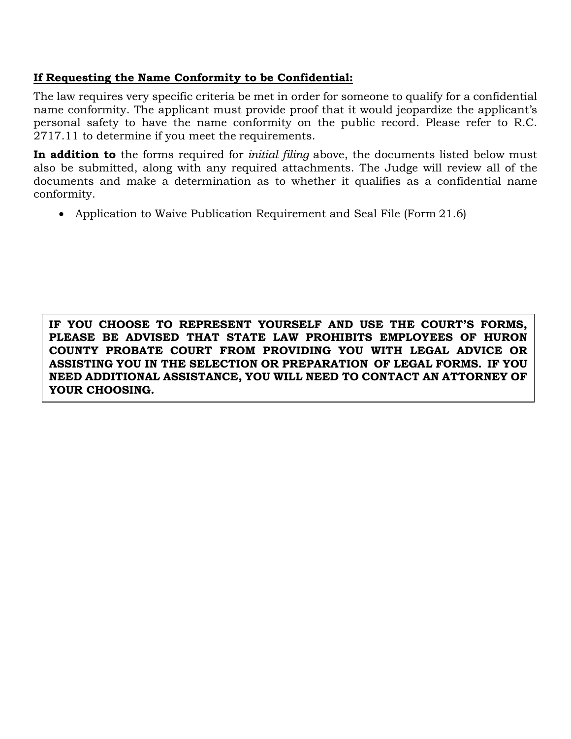**<u>If Requesting the Name Conformity to be Confidential:</u>**

The law requires very specific criteria be met in order for someone to qualify for a confidential name conformity. The applicant must provide proof that it would jeopardize the applicant's personal safety to have the name conformity on the public record. Please refer to R.C. 2717.11 to determine if you meet the requirements.

**In addition to** the forms required for *initial filing* above, the documents listed below must also be submitted, along with any required attachments. The Judge will review all of the documents and make a determination as to whether it qualifies as a confidential name conformity.

- Application to Waive Publication Requirement and Seal File (Form 21.6)

**IF YOU CHOOSE TO REPRESENT YOURSELF AND USE THE COURT'S FORMS, PLEASE BE ADVISED THAT STATE LAW PROHIBITS EMPLOYEES OF HURON COUNTY PROBATE COURT FROM PROVIDING YOU WITH LEGAL ADVICE OR ASSISTING YOU IN THE SELECTION OR PREPARATION OF LEGAL FORMS. IF YOU NEED ADDITIONAL ASSISTANCE, YOU WILL NEED TO CONTACT AN ATTORNEY OF YOUR CHOOSING.**